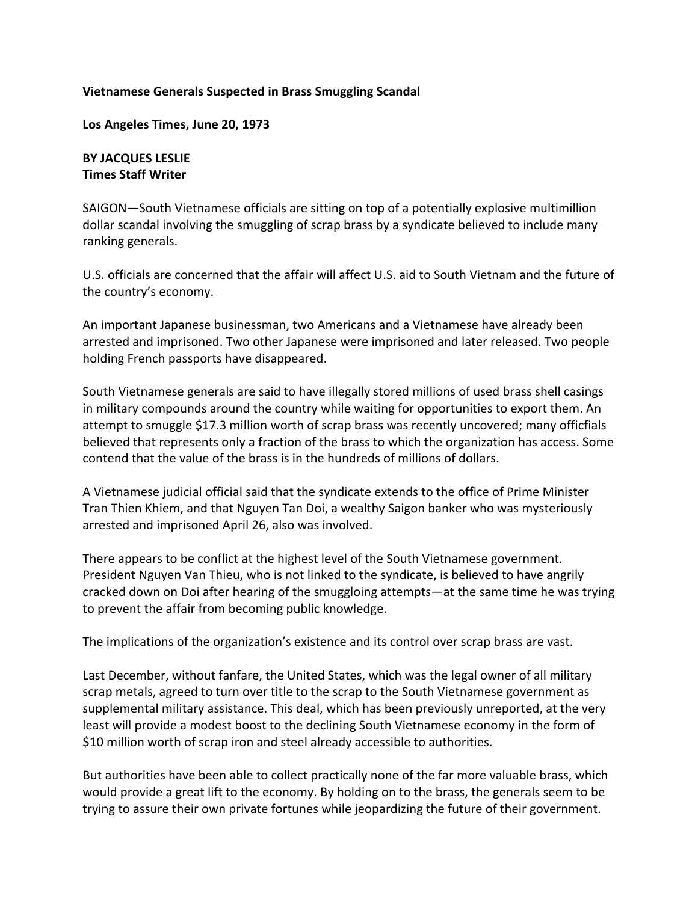**Vietnamese Generals Suspected in Brass Smuggling Scandal**

**Los Angeles Times, June 20, 1973**

**BY JACQUES LESLIE**
**Times Staff Writer**

SAIGON—South Vietnamese officials are sitting on top of a potentially explosive multimillion dollar scandal involving the smuggling of scrap brass by a syndicate believed to include many ranking generals.

U.S. officials are concerned that the affair will affect U.S. aid to South Vietnam and the future of the country's economy.

An important Japanese businessman, two Americans and a Vietnamese have already been arrested and imprisoned. Two other Japanese were imprisoned and later released. Two people holding French passports have disappeared.

South Vietnamese generals are said to have illegally stored millions of used brass shell casings in military compounds around the country while waiting for opportunities to export them. An attempt to smuggle $17.3 million worth of scrap brass was recently uncovered; many officfials believed that represents only a fraction of the brass to which the organization has access. Some contend that the value of the brass is in the hundreds of millions of dollars.

A Vietnamese judicial official said that the syndicate extends to the office of Prime Minister Tran Thien Khiem, and that Nguyen Tan Doi, a wealthy Saigon banker who was mysteriously arrested and imprisoned April 26, also was involved.

There appears to be conflict at the highest level of the South Vietnamese government. President Nguyen Van Thieu, who is not linked to the syndicate, is believed to have angrily cracked down on Doi after hearing of the smuggloing attempts—at the same time he was trying to prevent the affair from becoming public knowledge.

The implications of the organization's existence and its control over scrap brass are vast.

Last December, without fanfare, the United States, which was the legal owner of all military scrap metals, agreed to turn over title to the scrap to the South Vietnamese government as supplemental military assistance. This deal, which has been previously unreported, at the very least will provide a modest boost to the declining South Vietnamese economy in the form of $10 million worth of scrap iron and steel already accessible to authorities.

But authorities have been able to collect practically none of the far more valuable brass, which would provide a great lift to the economy. By holding on to the brass, the generals seem to be trying to assure their own private fortunes while jeopardizing the future of their government.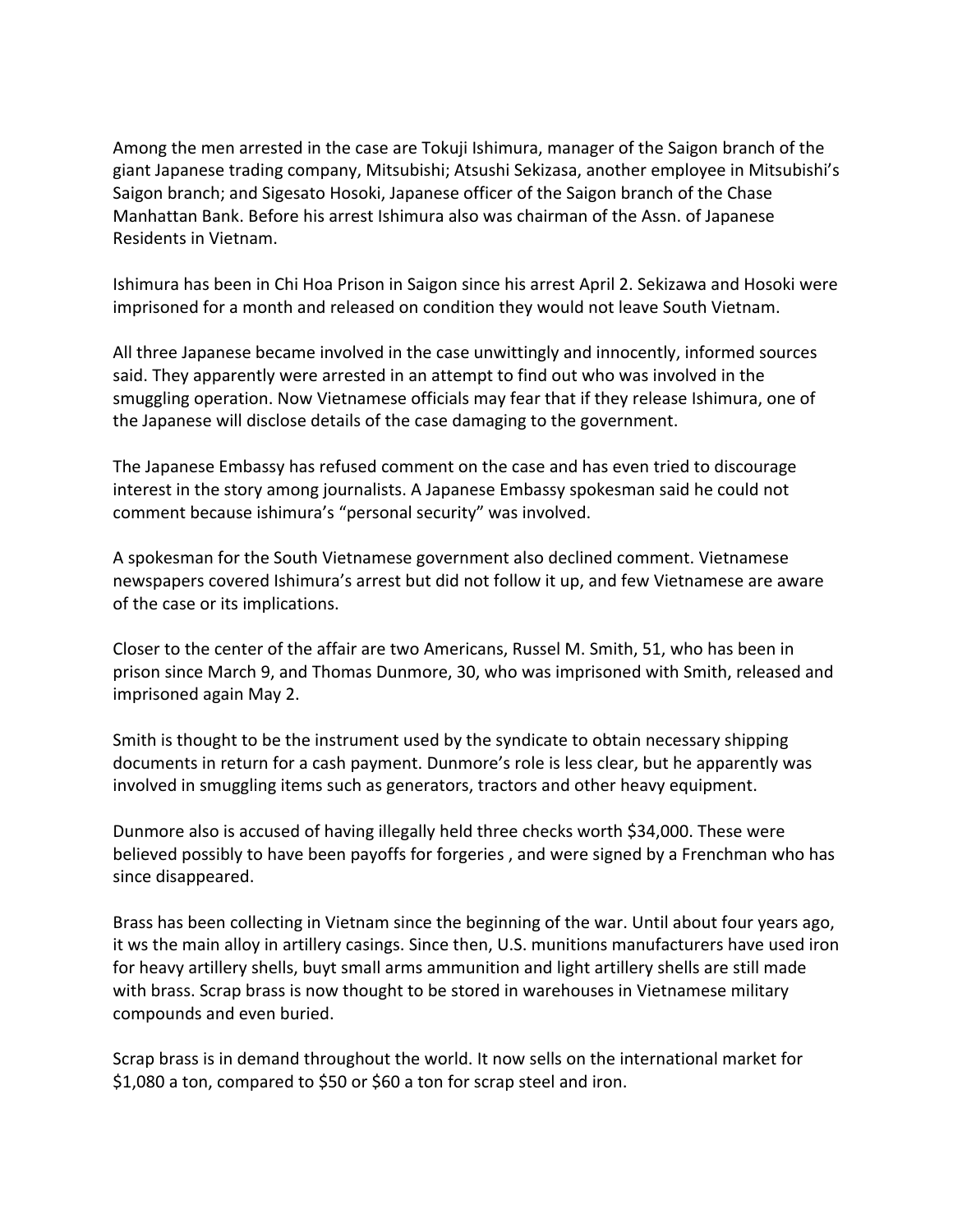Among the men arrested in the case are Tokuji Ishimura, manager of the Saigon branch of the giant Japanese trading company, Mitsubishi; Atsushi Sekizasa, another employee in Mitsubishi's Saigon branch; and Sigesato Hosoki, Japanese officer of the Saigon branch of the Chase Manhattan Bank. Before his arrest Ishimura also was chairman of the Assn. of Japanese Residents in Vietnam.

Ishimura has been in Chi Hoa Prison in Saigon since his arrest April 2. Sekizawa and Hosoki were imprisoned for a month and released on condition they would not leave South Vietnam.

All three Japanese became involved in the case unwittingly and innocently, informed sources said. They apparently were arrested in an attempt to find out who was involved in the smuggling operation. Now Vietnamese officials may fear that if they release Ishimura, one of the Japanese will disclose details of the case damaging to the government.

The Japanese Embassy has refused comment on the case and has even tried to discourage interest in the story among journalists. A Japanese Embassy spokesman said he could not comment because ishimura's "personal security" was involved.

A spokesman for the South Vietnamese government also declined comment. Vietnamese newspapers covered Ishimura's arrest but did not follow it up, and few Vietnamese are aware of the case or its implications.

Closer to the center of the affair are two Americans, Russel M. Smith, 51, who has been in prison since March 9, and Thomas Dunmore, 30, who was imprisoned with Smith, released and imprisoned again May 2.

Smith is thought to be the instrument used by the syndicate to obtain necessary shipping documents in return for a cash payment. Dunmore's role is less clear, but he apparently was involved in smuggling items such as generators, tractors and other heavy equipment.

Dunmore also is accused of having illegally held three checks worth $34,000. These were believed possibly to have been payoffs for forgeries , and were signed by a Frenchman who has since disappeared.

Brass has been collecting in Vietnam since the beginning of the war. Until about four years ago, it ws the main alloy in artillery casings. Since then, U.S. munitions manufacturers have used iron for heavy artillery shells, buyt small arms ammunition and light artillery shells are still made with brass. Scrap brass is now thought to be stored in warehouses in Vietnamese military compounds and even buried.

Scrap brass is in demand throughout the world. It now sells on the international market for $1,080 a ton, compared to $50 or $60 a ton for scrap steel and iron.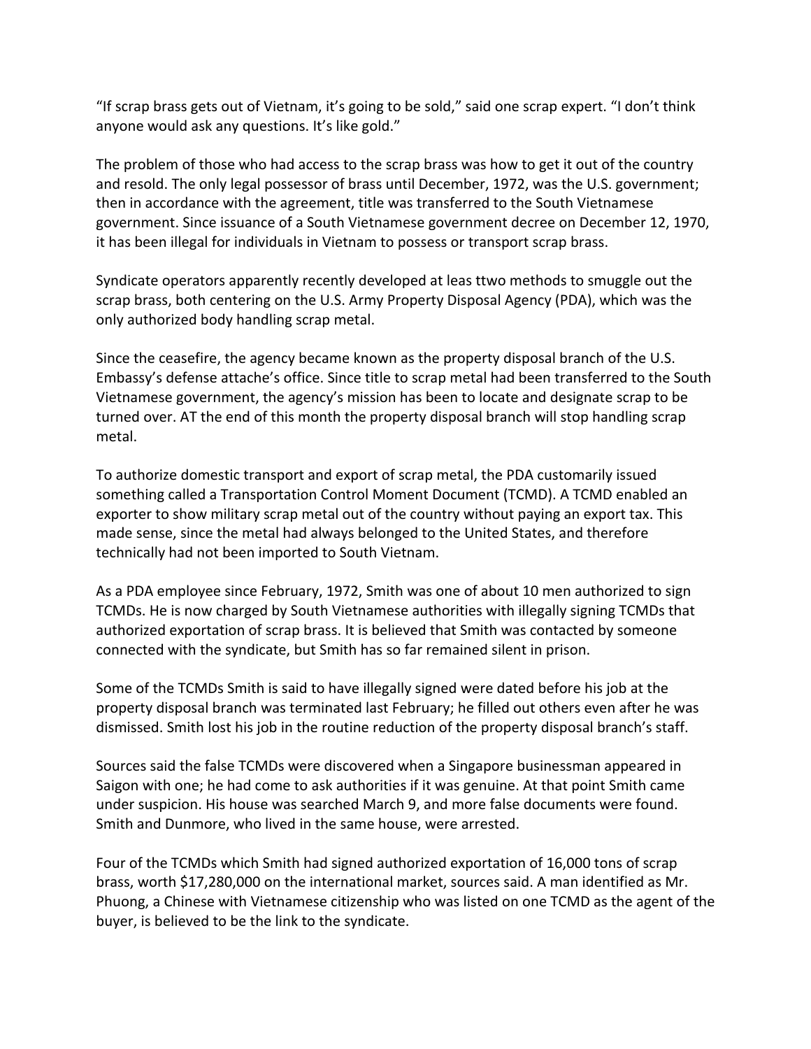“If scrap brass gets out of Vietnam, it’s going to be sold,” said one scrap expert. “I don’t think anyone would ask any questions. It’s like gold.”

The problem of those who had access to the scrap brass was how to get it out of the country and resold. The only legal possessor of brass until December, 1972, was the U.S. government; then in accordance with the agreement, title was transferred to the South Vietnamese government. Since issuance of a South Vietnamese government decree on December 12, 1970, it has been illegal for individuals in Vietnam to possess or transport scrap brass.

Syndicate operators apparently recently developed at leas ttwo methods to smuggle out the scrap brass, both centering on the U.S. Army Property Disposal Agency (PDA), which was the only authorized body handling scrap metal.

Since the ceasefire, the agency became known as the property disposal branch of the U.S. Embassy’s defense attache’s office. Since title to scrap metal had been transferred to the South Vietnamese government, the agency’s mission has been to locate and designate scrap to be turned over. AT the end of this month the property disposal branch will stop handling scrap metal.

To authorize domestic transport and export of scrap metal, the PDA customarily issued something called a Transportation Control Moment Document (TCMD). A TCMD enabled an exporter to show military scrap metal out of the country without paying an export tax. This made sense, since the metal had always belonged to the United States, and therefore technically had not been imported to South Vietnam.

As a PDA employee since February, 1972, Smith was one of about 10 men authorized to sign TCMDs. He is now charged by South Vietnamese authorities with illegally signing TCMDs that authorized exportation of scrap brass. It is believed that Smith was contacted by someone connected with the syndicate, but Smith has so far remained silent in prison.

Some of the TCMDs Smith is said to have illegally signed were dated before his job at the property disposal branch was terminated last February; he filled out others even after he was dismissed. Smith lost his job in the routine reduction of the property disposal branch’s staff.

Sources said the false TCMDs were discovered when a Singapore businessman appeared in Saigon with one; he had come to ask authorities if it was genuine. At that point Smith came under suspicion. His house was searched March 9, and more false documents were found. Smith and Dunmore, who lived in the same house, were arrested.

Four of the TCMDs which Smith had signed authorized exportation of 16,000 tons of scrap brass, worth $17,280,000 on the international market, sources said. A man identified as Mr. Phuong, a Chinese with Vietnamese citizenship who was listed on one TCMD as the agent of the buyer, is believed to be the link to the syndicate.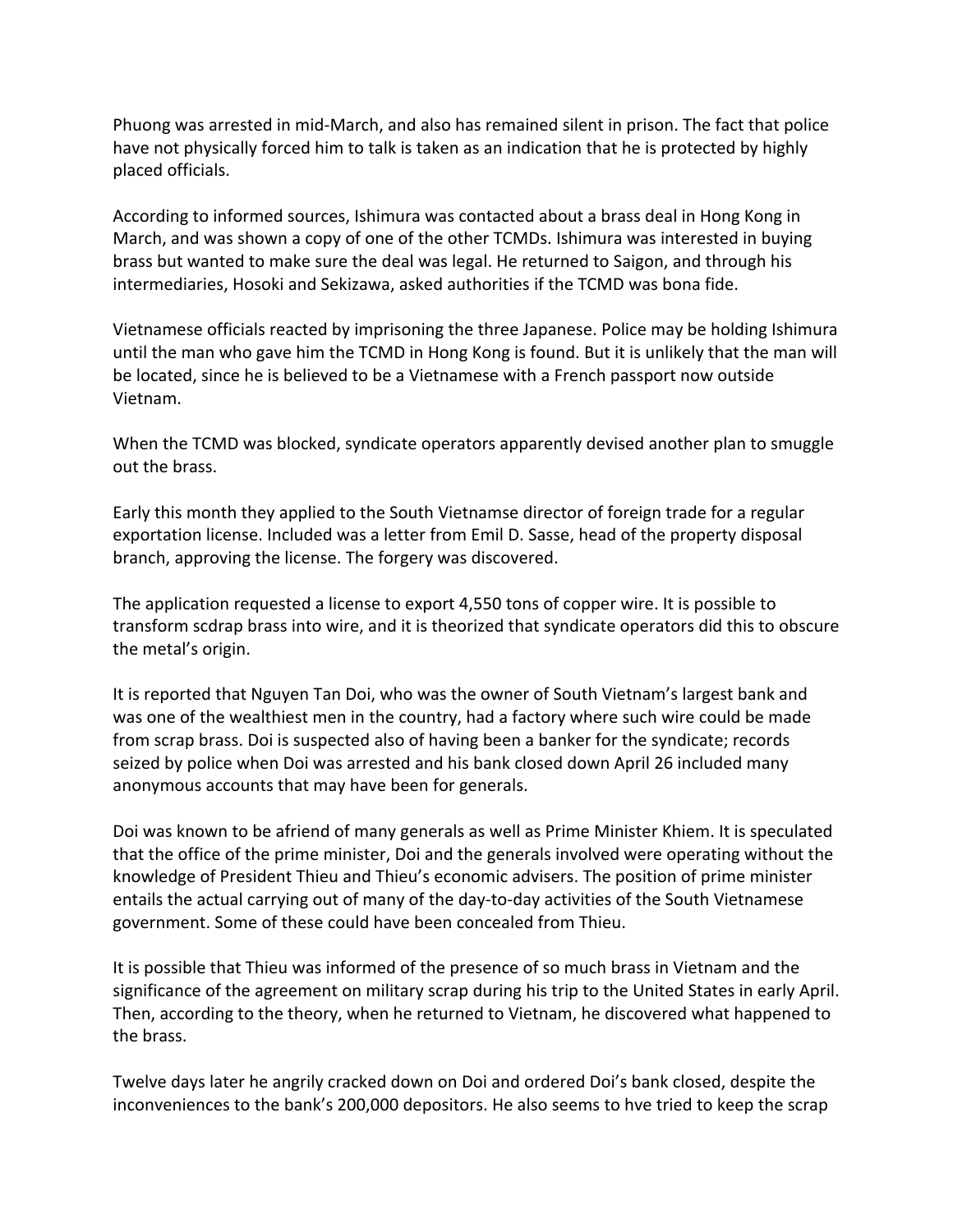Phuong was arrested in mid-March, and also has remained silent in prison. The fact that police have not physically forced him to talk is taken as an indication that he is protected by highly placed officials.

According to informed sources, Ishimura was contacted about a brass deal in Hong Kong in March, and was shown a copy of one of the other TCMDs. Ishimura was interested in buying brass but wanted to make sure the deal was legal. He returned to Saigon, and through his intermediaries, Hosoki and Sekizawa, asked authorities if the TCMD was bona fide.

Vietnamese officials reacted by imprisoning the three Japanese. Police may be holding Ishimura until the man who gave him the TCMD in Hong Kong is found. But it is unlikely that the man will be located, since he is believed to be a Vietnamese with a French passport now outside Vietnam.

When the TCMD was blocked, syndicate operators apparently devised another plan to smuggle out the brass.

Early this month they applied to the South Vietnamse director of foreign trade for a regular exportation license. Included was a letter from Emil D. Sasse, head of the property disposal branch, approving the license. The forgery was discovered.

The application requested a license to export 4,550 tons of copper wire. It is possible to transform scdrap brass into wire, and it is theorized that syndicate operators did this to obscure the metal's origin.

It is reported that Nguyen Tan Doi, who was the owner of South Vietnam's largest bank and was one of the wealthiest men in the country, had a factory where such wire could be made from scrap brass. Doi is suspected also of having been a banker for the syndicate; records seized by police when Doi was arrested and his bank closed down April 26 included many anonymous accounts that may have been for generals.

Doi was known to be afriend of many generals as well as Prime Minister Khiem. It is speculated that the office of the prime minister, Doi and the generals involved were operating without the knowledge of President Thieu and Thieu's economic advisers. The position of prime minister entails the actual carrying out of many of the day-to-day activities of the South Vietnamese government. Some of these could have been concealed from Thieu.

It is possible that Thieu was informed of the presence of so much brass in Vietnam and the significance of the agreement on military scrap during his trip to the United States in early April. Then, according to the theory, when he returned to Vietnam, he discovered what happened to the brass.

Twelve days later he angrily cracked down on Doi and ordered Doi's bank closed, despite the inconveniences to the bank's 200,000 depositors. He also seems to hve tried to keep the scrap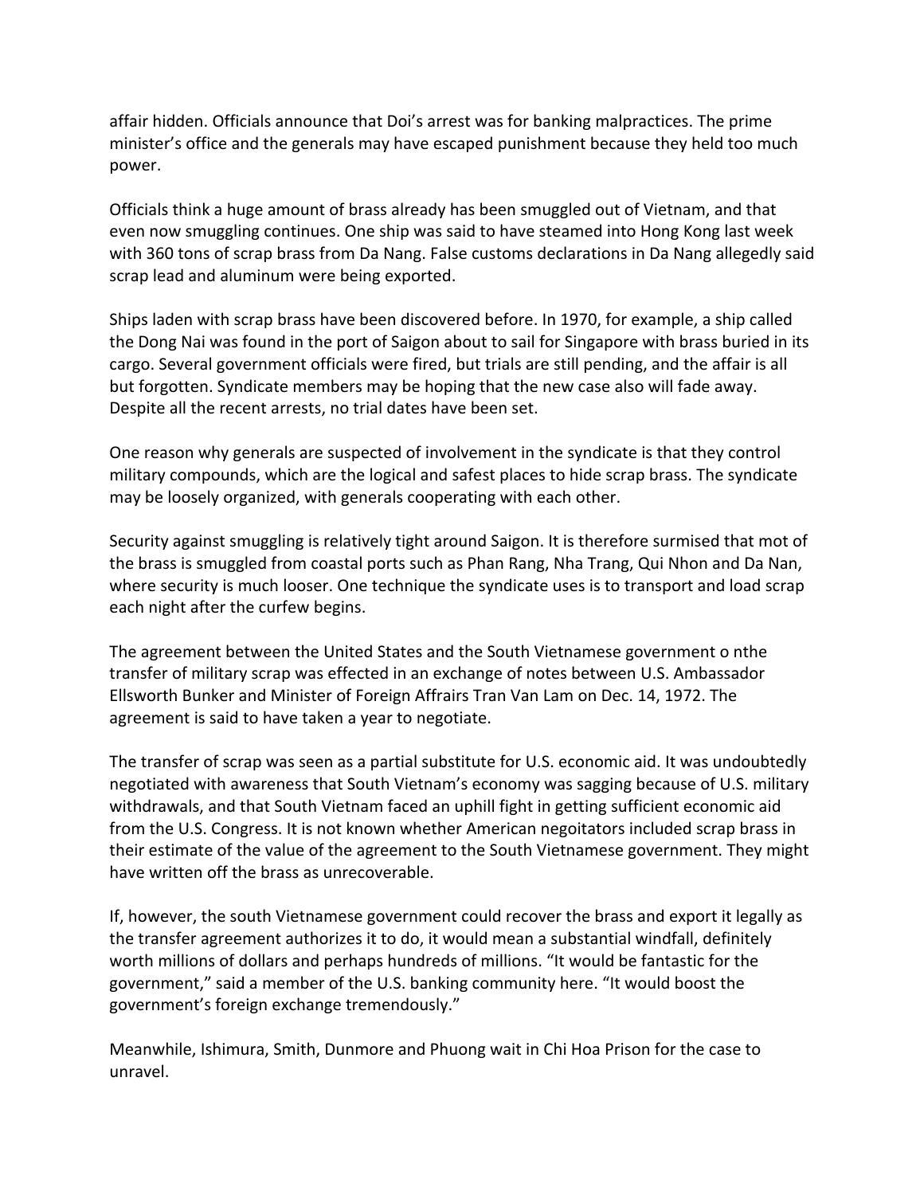affair hidden. Officials announce that Doi's arrest was for banking malpractices. The prime minister's office and the generals may have escaped punishment because they held too much power.

Officials think a huge amount of brass already has been smuggled out of Vietnam, and that even now smuggling continues. One ship was said to have steamed into Hong Kong last week with 360 tons of scrap brass from Da Nang. False customs declarations in Da Nang allegedly said scrap lead and aluminum were being exported.

Ships laden with scrap brass have been discovered before. In 1970, for example, a ship called the Dong Nai was found in the port of Saigon about to sail for Singapore with brass buried in its cargo. Several government officials were fired, but trials are still pending, and the affair is all but forgotten. Syndicate members may be hoping that the new case also will fade away. Despite all the recent arrests, no trial dates have been set.

One reason why generals are suspected of involvement in the syndicate is that they control military compounds, which are the logical and safest places to hide scrap brass. The syndicate may be loosely organized, with generals cooperating with each other.

Security against smuggling is relatively tight around Saigon. It is therefore surmised that mot of the brass is smuggled from coastal ports such as Phan Rang, Nha Trang, Qui Nhon and Da Nan, where security is much looser. One technique the syndicate uses is to transport and load scrap each night after the curfew begins.

The agreement between the United States and the South Vietnamese government o nthe transfer of military scrap was effected in an exchange of notes between U.S. Ambassador Ellsworth Bunker and Minister of Foreign Affairs Tran Van Lam on Dec. 14, 1972. The agreement is said to have taken a year to negotiate.

The transfer of scrap was seen as a partial substitute for U.S. economic aid. It was undoubtedly negotiated with awareness that South Vietnam's economy was sagging because of U.S. military withdrawals, and that South Vietnam faced an uphill fight in getting sufficient economic aid from the U.S. Congress. It is not known whether American negoitators included scrap brass in their estimate of the value of the agreement to the South Vietnamese government. They might have written off the brass as unrecoverable.

If, however, the south Vietnamese government could recover the brass and export it legally as the transfer agreement authorizes it to do, it would mean a substantial windfall, definitely worth millions of dollars and perhaps hundreds of millions. "It would be fantastic for the government," said a member of the U.S. banking community here. "It would boost the government's foreign exchange tremendously."

Meanwhile, Ishimura, Smith, Dunmore and Phuong wait in Chi Hoa Prison for the case to unravel.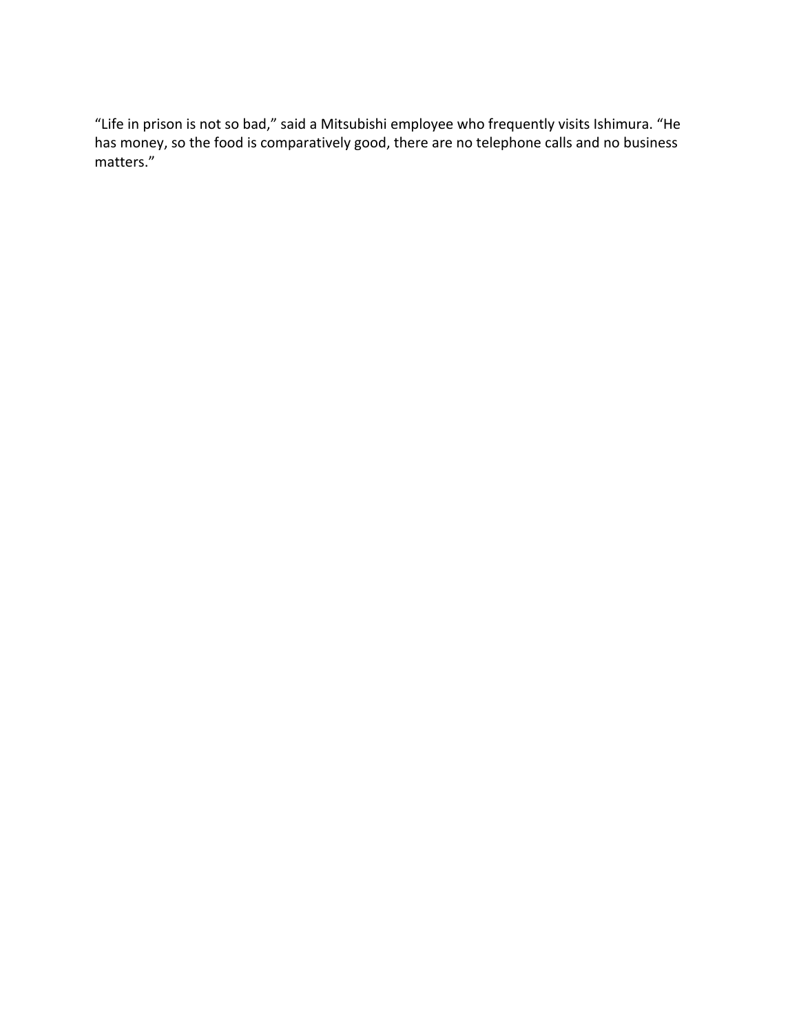"Life in prison is not so bad," said a Mitsubishi employee who frequently visits Ishimura. "He has money, so the food is comparatively good, there are no telephone calls and no business matters."